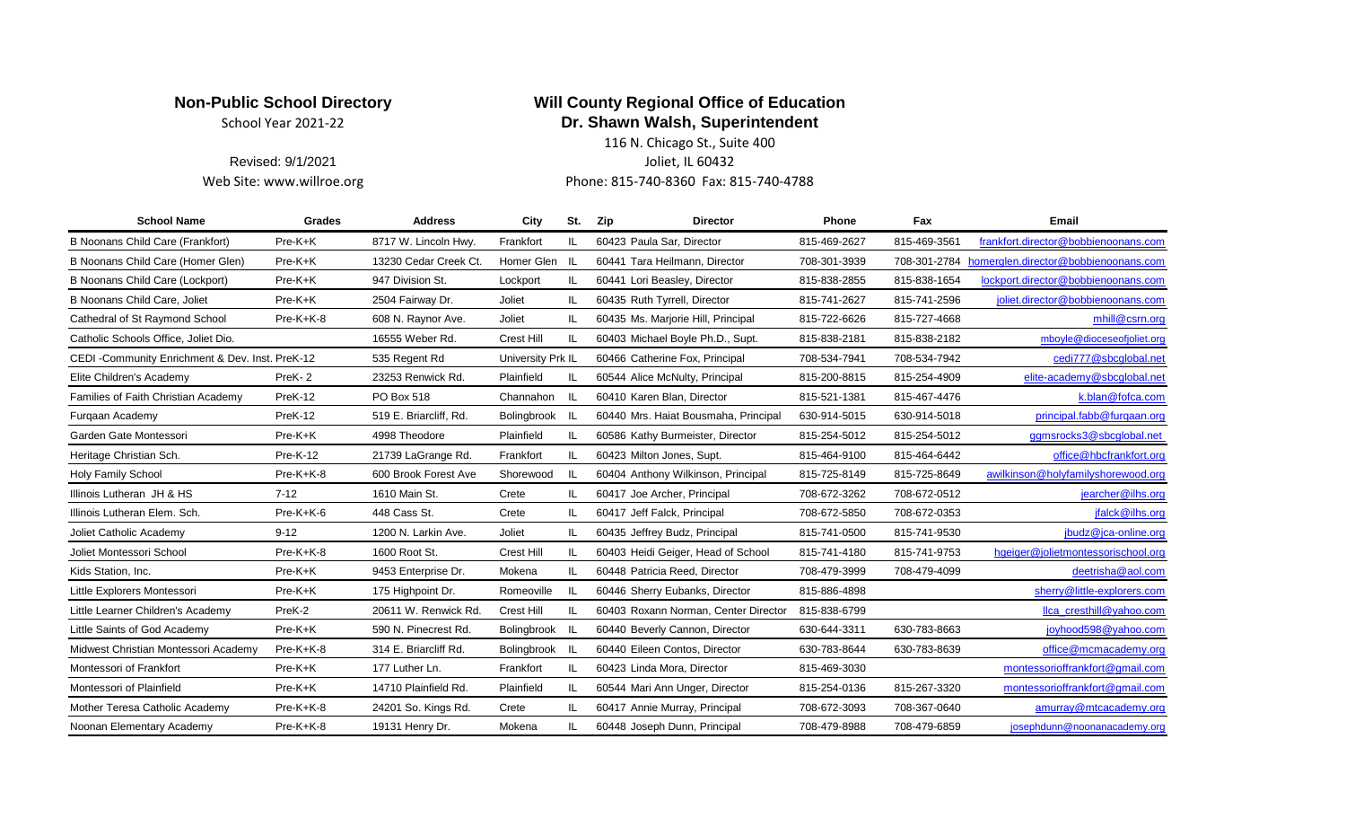**Non-Public School Directory**

School Year 2021-22

Revised: 9/1/2021

Web Site: www.willroe.org

**Will County Regional Office of Education**

**Dr. Shawn Walsh, Superintendent**

116 N. Chicago St., Suite 400

Joliet, IL 60432

Phone: 815-740-8360 Fax: 815-740-4788

| School Name | Grades | Address | City | St. | Zip | Director | Phone | Fax | Email |
|---|---|---|---|---|---|---|---|---|---|
| B Noonans Child Care (Frankfort) | Pre-K+K | 8717 W. Lincoln Hwy. | Frankfort | IL | 60423 | Paula Sar, Director | 815-469-2627 | 815-469-3561 | frankfort.director@bobbienoonans.com |
| B Noonans Child Care (Homer Glen) | Pre-K+K | 13230 Cedar Creek Ct. | Homer Glen | IL | 60441 | Tara Heilmann, Director | 708-301-3939 | 708-301-2784 | homerglen.director@bobbienoonans.com |
| B Noonans Child Care (Lockport) | Pre-K+K | 947 Division St. | Lockport | IL | 60441 | Lori Beasley, Director | 815-838-2855 | 815-838-1654 | lockport.director@bobbienoonans.com |
| B Noonans Child Care, Joliet | Pre-K+K | 2504 Fairway Dr. | Joliet | IL | 60435 | Ruth Tyrrell, Director | 815-741-2627 | 815-741-2596 | joliet.director@bobbienoonans.com |
| Cathedral of St Raymond School | Pre-K+K-8 | 608 N. Raynor Ave. | Joliet | IL | 60435 | Ms. Marjorie Hill, Principal | 815-722-6626 | 815-727-4668 | mhill@csrn.org |
| Catholic Schools Office, Joliet Dio. | | 16555 Weber Rd. | Crest Hill | IL | 60403 | Michael Boyle Ph.D., Supt. | 815-838-2181 | 815-838-2182 | mboyle@dioceseofjoliet.org |
| CEDI -Community Enrichment & Dev. Inst. | PreK-12 | 535 Regent Rd | University Prk | IL | 60466 | Catherine Fox, Principal | 708-534-7941 | 708-534-7942 | cedi777@sbcglobal.net |
| Elite Children's Academy | PreK- 2 | 23253 Renwick Rd. | Plainfield | IL | 60544 | Alice McNulty, Principal | 815-200-8815 | 815-254-4909 | elite-academy@sbcglobal.net |
| Families of Faith Christian Academy | PreK-12 | PO Box 518 | Channahon | IL | 60410 | Karen Blan, Director | 815-521-1381 | 815-467-4476 | k.blan@fofca.com |
| Furqaan Academy | PreK-12 | 519 E. Briarcliff, Rd. | Bolingbrook | IL | 60440 | Mrs. Haiat Bousmaha, Principal | 630-914-5015 | 630-914-5018 | principal.fabb@furqaan.org |
| Garden Gate Montessori | Pre-K+K | 4998 Theodore | Plainfield | IL | 60586 | Kathy Burmeister, Director | 815-254-5012 | 815-254-5012 | ggmsrocks3@sbcglobal.net |
| Heritage Christian Sch. | Pre-K-12 | 21739 LaGrange Rd. | Frankfort | IL | 60423 | Milton Jones, Supt. | 815-464-9100 | 815-464-6442 | office@hbcfrankfort.org |
| Holy Family School | Pre-K+K-8 | 600 Brook Forest Ave | Shorewood | IL | 60404 | Anthony Wilkinson, Principal | 815-725-8149 | 815-725-8649 | awilkinson@holyfamilyshorewood.org |
| Illinois Lutheran JH & HS | 7-12 | 1610 Main St. | Crete | IL | 60417 | Joe Archer, Principal | 708-672-3262 | 708-672-0512 | jearcher@ilhs.org |
| Illinois Lutheran Elem. Sch. | Pre-K+K-6 | 448 Cass St. | Crete | IL | 60417 | Jeff Falck, Principal | 708-672-5850 | 708-672-0353 | jfalck@ilhs.org |
| Joliet Catholic Academy | 9-12 | 1200 N. Larkin Ave. | Joliet | IL | 60435 | Jeffrey Budz, Principal | 815-741-0500 | 815-741-9530 | jbudz@jca-online.org |
| Joliet Montessori School | Pre-K+K-8 | 1600 Root St. | Crest Hill | IL | 60403 | Heidi Geiger, Head of School | 815-741-4180 | 815-741-9753 | hgeiger@jolietmontessorischool.org |
| Kids Station, Inc. | Pre-K+K | 9453 Enterprise Dr. | Mokena | IL | 60448 | Patricia Reed, Director | 708-479-3999 | 708-479-4099 | deetrisha@aol.com |
| Little Explorers Montessori | Pre-K+K | 175 Highpoint Dr. | Romeoville | IL | 60446 | Sherry Eubanks, Director | 815-886-4898 | | sherry@little-explorers.com |
| Little Learner Children's Academy | PreK-2 | 20611 W. Renwick Rd. | Crest Hill | IL | 60403 | Roxann Norman, Center Director | 815-838-6799 | | llca_cresthill@yahoo.com |
| Little Saints of God Academy | Pre-K+K | 590 N. Pinecrest Rd. | Bolingbrook | IL | 60440 | Beverly Cannon, Director | 630-644-3311 | 630-783-8663 | joyhood598@yahoo.com |
| Midwest Christian Montessori Academy | Pre-K+K-8 | 314 E. Briarcliff Rd. | Bolingbrook | IL | 60440 | Eileen Contos, Director | 630-783-8644 | 630-783-8639 | office@mcmacademy.org |
| Montessori of Frankfort | Pre-K+K | 177 Luther Ln. | Frankfort | IL | 60423 | Linda Mora, Director | 815-469-3030 | | montessorioffrankfort@gmail.com |
| Montessori of Plainfield | Pre-K+K | 14710 Plainfield Rd. | Plainfield | IL | 60544 | Mari Ann Unger, Director | 815-254-0136 | 815-267-3320 | montessorioffrankfort@gmail.com |
| Mother Teresa Catholic Academy | Pre-K+K-8 | 24201 So. Kings Rd. | Crete | IL | 60417 | Annie Murray, Principal | 708-672-3093 | 708-367-0640 | amurray@mtcacademy.org |
| Noonan Elementary Academy | Pre-K+K-8 | 19131 Henry Dr. | Mokena | IL | 60448 | Joseph Dunn, Principal | 708-479-8988 | 708-479-6859 | josephdunn@noonanacademy.org |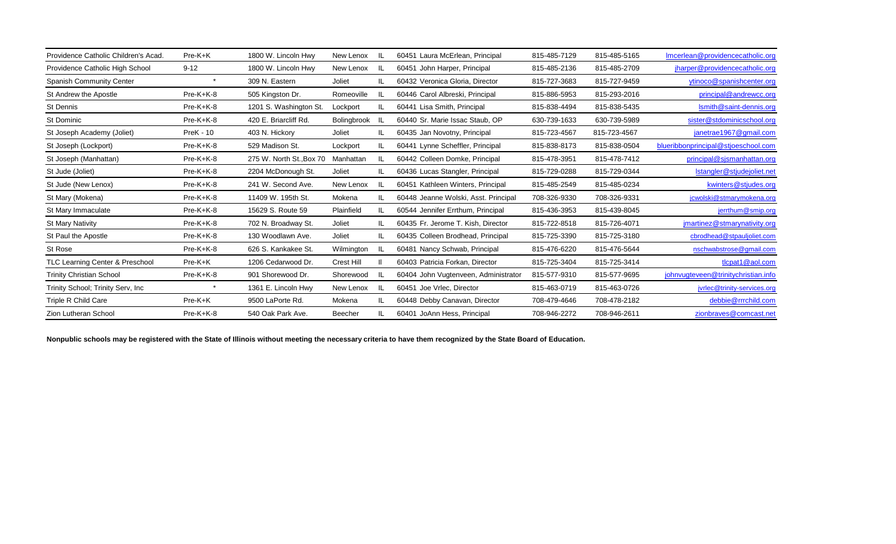| | | | | | | | | | |
|---|---|---|---|---|---|---|---|---|---|
| Providence Catholic Children's Acad. | Pre-K+K | 1800 W. Lincoln Hwy | New Lenox | IL | 60451 | Laura McErlean, Principal | 815-485-7129 | 815-485-5165 | lmcerlean@providencecatholic.org |
| Providence Catholic High School | 9-12 | 1800 W. Lincoln Hwy | New Lenox | IL | 60451 | John Harper, Principal | 815-485-2136 | 815-485-2709 | jharper@providencecatholic.org |
| Spanish Community Center | * | 309 N. Eastern | Joliet | IL | 60432 | Veronica Gloria, Director | 815-727-3683 | 815-727-9459 | ytinoco@spanishcenter.org |
| St Andrew the Apostle | Pre-K+K-8 | 505 Kingston Dr. | Romeoville | IL | 60446 | Carol Albreski, Principal | 815-886-5953 | 815-293-2016 | principal@andrewcc.org |
| St Dennis | Pre-K+K-8 | 1201 S. Washington St. | Lockport | IL | 60441 | Lisa Smith, Principal | 815-838-4494 | 815-838-5435 | lsmith@saint-dennis.org |
| St Dominic | Pre-K+K-8 | 420 E. Briarcliff Rd. | Bolingbrook | IL | 60440 | Sr. Marie Issac Staub, OP | 630-739-1633 | 630-739-5989 | sister@stdominicschool.org |
| St Joseph Academy (Joliet) | PreK - 10 | 403 N. Hickory | Joliet | IL | 60435 | Jan Novotny, Principal | 815-723-4567 | 815-723-4567 | janetrae1967@gmail.com |
| St Joseph (Lockport) | Pre-K+K-8 | 529 Madison St. | Lockport | IL | 60441 | Lynne Scheffler, Principal | 815-838-8173 | 815-838-0504 | blueribbonprincipal@stjoeschool.com |
| St Joseph (Manhattan) | Pre-K+K-8 | 275 W. North St.,Box 70 | Manhattan | IL | 60442 | Colleen Domke, Principal | 815-478-3951 | 815-478-7412 | principal@sjsmanhattan.org |
| St Jude (Joliet) | Pre-K+K-8 | 2204 McDonough St. | Joliet | IL | 60436 | Lucas Stangler, Principal | 815-729-0288 | 815-729-0344 | lstangler@stjudejoliet.net |
| St Jude (New Lenox) | Pre-K+K-8 | 241 W. Second Ave. | New Lenox | IL | 60451 | Kathleen Winters, Principal | 815-485-2549 | 815-485-0234 | kwinters@stjudes.org |
| St Mary (Mokena) | Pre-K+K-8 | 11409 W. 195th St. | Mokena | IL | 60448 | Jeanne Wolski, Asst. Principal | 708-326-9330 | 708-326-9331 | jcwolski@stmarymokena.org |
| St Mary Immaculate | Pre-K+K-8 | 15629 S. Route 59 | Plainfield | IL | 60544 | Jennifer Errthum, Principal | 815-436-3953 | 815-439-8045 | jerrthum@smip.org |
| St Mary Nativity | Pre-K+K-8 | 702 N. Broadway St. | Joliet | IL | 60435 | Fr. Jerome T. Kish, Director | 815-722-8518 | 815-726-4071 | jmartinez@stmarynativity.org |
| St Paul the Apostle | Pre-K+K-8 | 130 Woodlawn Ave. | Joliet | IL | 60435 | Colleen Brodhead, Principal | 815-725-3390 | 815-725-3180 | cbrodhead@stpauljoliet.com |
| St Rose | Pre-K+K-8 | 626 S. Kankakee St. | Wilmington | IL | 60481 | Nancy Schwab, Principal | 815-476-6220 | 815-476-5644 | nschwabstrose@gmail.com |
| TLC Learning Center & Preschool | Pre-K+K | 1206 Cedarwood Dr. | Crest Hill | Il | 60403 | Patricia Forkan, Director | 815-725-3404 | 815-725-3414 | tlcpat1@aol.com |
| Trinity Christian School | Pre-K+K-8 | 901 Shorewood Dr. | Shorewood | IL | 60404 | John Vugtenveen, Administrator | 815-577-9310 | 815-577-9695 | johnvugteveen@trinitychristian.info |
| Trinity School; Trinity Serv, Inc | * | 1361 E. Lincoln Hwy | New Lenox | IL | 60451 | Joe Vrlec, Director | 815-463-0719 | 815-463-0726 | jvrlec@trinity-services.org |
| Triple R Child Care | Pre-K+K | 9500 LaPorte Rd. | Mokena | IL | 60448 | Debby Canavan, Director | 708-479-4646 | 708-478-2182 | debbie@rrrchild.com |
| Zion Lutheran School | Pre-K+K-8 | 540 Oak Park Ave. | Beecher | IL | 60401 | JoAnn Hess, Principal | 708-946-2272 | 708-946-2611 | zionbraves@comcast.net |

**Nonpublic schools may be registered with the State of Illinois without meeting the necessary criteria to have them recognized by the State Board of Education.**